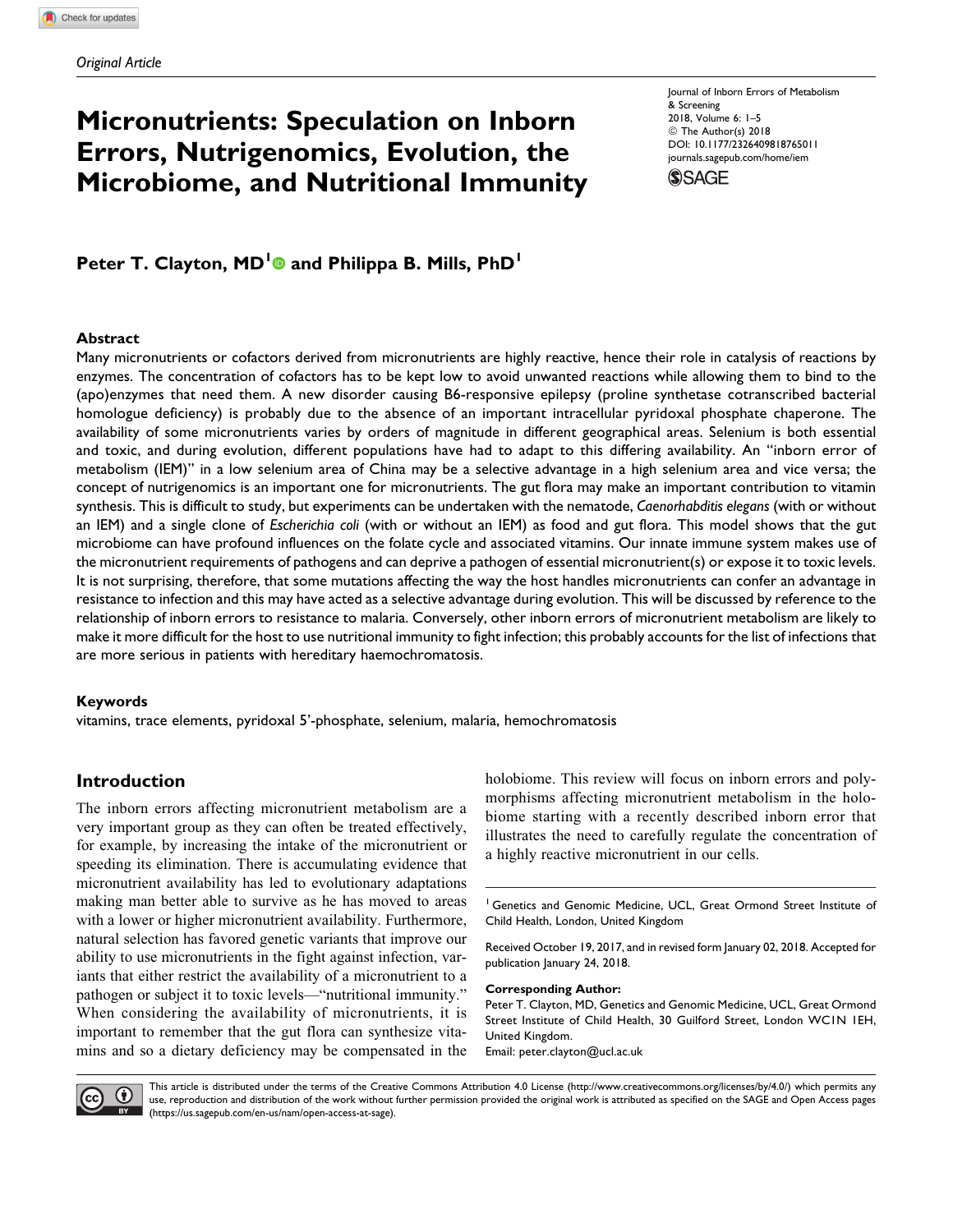*Original Article*

# Micronutrients: Speculation on Inborn Errors, Nutrigenomics, Evolution, the Microbiome, and Nutritional Immunity

Journal of Inborn Errors of Metabolism & Screening
2018, Volume 6: 1–5
© The Author(s) 2018
DOI: 10.1177/2326409818765011
journals.sagepub.com/home/iem

**Peter T. Clayton, MD[1] and Philippa B. Mills, PhD[1]**

### Abstract

Many micronutrients or cofactors derived from micronutrients are highly reactive, hence their role in catalysis of reactions by enzymes. The concentration of cofactors has to be kept low to avoid unwanted reactions while allowing them to bind to the (apo)enzymes that need them. A new disorder causing B6-responsive epilepsy (proline synthetase cotranscribed bacterial homologue deficiency) is probably due to the absence of an important intracellular pyridoxal phosphate chaperone. The availability of some micronutrients varies by orders of magnitude in different geographical areas. Selenium is both essential and toxic, and during evolution, different populations have had to adapt to this differing availability. An "inborn error of metabolism (IEM)" in a low selenium area of China may be a selective advantage in a high selenium area and vice versa; the concept of nutrigenomics is an important one for micronutrients. The gut flora may make an important contribution to vitamin synthesis. This is difficult to study, but experiments can be undertaken with the nematode, *Caenorhabditis elegans* (with or without an IEM) and a single clone of *Escherichia coli* (with or without an IEM) as food and gut flora. This model shows that the gut microbiome can have profound influences on the folate cycle and associated vitamins. Our innate immune system makes use of the micronutrient requirements of pathogens and can deprive a pathogen of essential micronutrient(s) or expose it to toxic levels. It is not surprising, therefore, that some mutations affecting the way the host handles micronutrients can confer an advantage in resistance to infection and this may have acted as a selective advantage during evolution. This will be discussed by reference to the relationship of inborn errors to resistance to malaria. Conversely, other inborn errors of micronutrient metabolism are likely to make it more difficult for the host to use nutritional immunity to fight infection; this probably accounts for the list of infections that are more serious in patients with hereditary haemochromatosis.

### Keywords

vitamins, trace elements, pyridoxal 5'-phosphate, selenium, malaria, hemochromatosis

## Introduction

The inborn errors affecting micronutrient metabolism are a very important group as they can often be treated effectively, for example, by increasing the intake of the micronutrient or speeding its elimination. There is accumulating evidence that micronutrient availability has led to evolutionary adaptations making man better able to survive as he has moved to areas with a lower or higher micronutrient availability. Furthermore, natural selection has favored genetic variants that improve our ability to use micronutrients in the fight against infection, variants that either restrict the availability of a micronutrient to a pathogen or subject it to toxic levels—"nutritional immunity." When considering the availability of micronutrients, it is important to remember that the gut flora can synthesize vitamins and so a dietary deficiency may be compensated in the holobiome. This review will focus on inborn errors and polymorphisms affecting micronutrient metabolism in the holobiome starting with a recently described inborn error that illustrates the need to carefully regulate the concentration of a highly reactive micronutrient in our cells.

[1] Genetics and Genomic Medicine, UCL, Great Ormond Street Institute of Child Health, London, United Kingdom

Received October 19, 2017, and in revised form January 02, 2018. Accepted for publication January 24, 2018.

**Corresponding Author:**
Peter T. Clayton, MD, Genetics and Genomic Medicine, UCL, Great Ormond Street Institute of Child Health, 30 Guilford Street, London WC1N 1EH, United Kingdom.
Email: peter.clayton@ucl.ac.uk

This article is distributed under the terms of the Creative Commons Attribution 4.0 License (http://www.creativecommons.org/licenses/by/4.0/) which permits any use, reproduction and distribution of the work without further permission provided the original work is attributed as specified on the SAGE and Open Access pages (https://us.sagepub.com/en-us/nam/open-access-at-sage).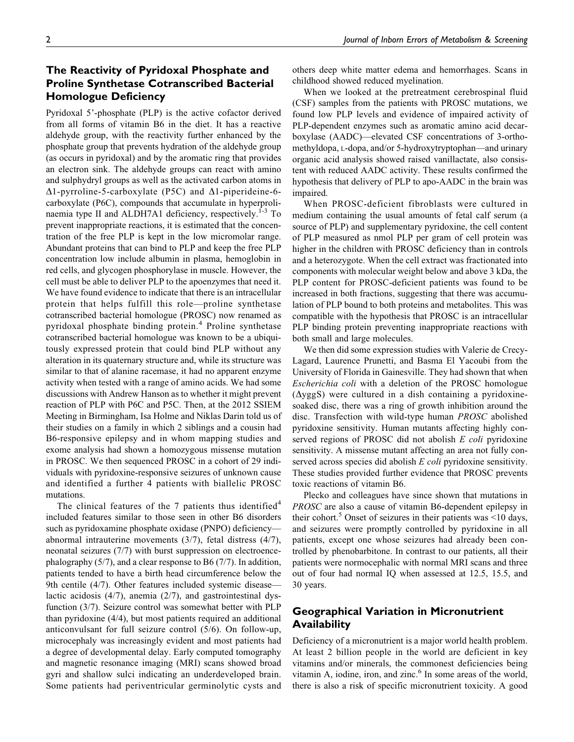## The Reactivity of Pyridoxal Phosphate and Proline Synthetase Cotranscribed Bacterial Homologue Deficiency

Pyridoxal 5'-phosphate (PLP) is the active cofactor derived from all forms of vitamin B6 in the diet. It has a reactive aldehyde group, with the reactivity further enhanced by the phosphate group that prevents hydration of the aldehyde group (as occurs in pyridoxal) and by the aromatic ring that provides an electron sink. The aldehyde groups can react with amino and sulphydryl groups as well as the activated carbon atoms in Δ1-pyrroline-5-carboxylate (P5C) and Δ1-piperideine-6-carboxylate (P6C), compounds that accumulate in hyperprolinaemia type II and ALDH7A1 deficiency, respectively.[1-3] To prevent inappropriate reactions, it is estimated that the concentration of the free PLP is kept in the low micromolar range. Abundant proteins that can bind to PLP and keep the free PLP concentration low include albumin in plasma, hemoglobin in red cells, and glycogen phosphorylase in muscle. However, the cell must be able to deliver PLP to the apoenzymes that need it. We have found evidence to indicate that there is an intracellular protein that helps fulfill this role—proline synthetase cotranscribed bacterial homologue (PROSC) now renamed as pyridoxal phosphate binding protein.[4] Proline synthetase cotranscribed bacterial homologue was known to be a ubiquitously expressed protein that could bind PLP without any alteration in its quaternary structure and, while its structure was similar to that of alanine racemase, it had no apparent enzyme activity when tested with a range of amino acids. We had some discussions with Andrew Hanson as to whether it might prevent reaction of PLP with P6C and P5C. Then, at the 2012 SSIEM Meeting in Birmingham, Isa Holme and Niklas Darin told us of their studies on a family in which 2 siblings and a cousin had B6-responsive epilepsy and in whom mapping studies and exome analysis had shown a homozygous missense mutation in PROSC. We then sequenced PROSC in a cohort of 29 individuals with pyridoxine-responsive seizures of unknown cause and identified a further 4 patients with biallelic PROSC mutations.

The clinical features of the 7 patients thus identified[4] included features similar to those seen in other B6 disorders such as pyridoxamine phosphate oxidase (PNPO) deficiency—abnormal intrauterine movements (3/7), fetal distress (4/7), neonatal seizures (7/7) with burst suppression on electroencephalography (5/7), and a clear response to B6 (7/7). In addition, patients tended to have a birth head circumference below the 9th centile (4/7). Other features included systemic disease—lactic acidosis (4/7), anemia (2/7), and gastrointestinal dysfunction (3/7). Seizure control was somewhat better with PLP than pyridoxine (4/4), but most patients required an additional anticonvulsant for full seizure control (5/6). On follow-up, microcephaly was increasingly evident and most patients had a degree of developmental delay. Early computed tomography and magnetic resonance imaging (MRI) scans showed broad gyri and shallow sulci indicating an underdeveloped brain. Some patients had periventricular germinolytic cysts and others deep white matter edema and hemorrhages. Scans in childhood showed reduced myelination.

When we looked at the pretreatment cerebrospinal fluid (CSF) samples from the patients with PROSC mutations, we found low PLP levels and evidence of impaired activity of PLP-dependent enzymes such as aromatic amino acid decarboxylase (AADC)—elevated CSF concentrations of 3-ortho-methyldopa, L-dopa, and/or 5-hydroxytryptophan—and urinary organic acid analysis showed raised vanillactate, also consistent with reduced AADC activity. These results confirmed the hypothesis that delivery of PLP to apo-AADC in the brain was impaired.

When PROSC-deficient fibroblasts were cultured in medium containing the usual amounts of fetal calf serum (a source of PLP) and supplementary pyridoxine, the cell content of PLP measured as nmol PLP per gram of cell protein was higher in the children with PROSC deficiency than in controls and a heterozygote. When the cell extract was fractionated into components with molecular weight below and above 3 kDa, the PLP content for PROSC-deficient patients was found to be increased in both fractions, suggesting that there was accumulation of PLP bound to both proteins and metabolites. This was compatible with the hypothesis that PROSC is an intracellular PLP binding protein preventing inappropriate reactions with both small and large molecules.

We then did some expression studies with Valerie de Crecy-Lagard, Laurence Prunetti, and Basma El Yacoubi from the University of Florida in Gainesville. They had shown that when *Escherichia coli* with a deletion of the PROSC homologue (ΔyggS) were cultured in a dish containing a pyridoxine-soaked disc, there was a ring of growth inhibition around the disc. Transfection with wild-type human *PROSC* abolished pyridoxine sensitivity. Human mutants affecting highly conserved regions of PROSC did not abolish *E coli* pyridoxine sensitivity. A missense mutant affecting an area not fully conserved across species did abolish *E coli* pyridoxine sensitivity. These studies provided further evidence that PROSC prevents toxic reactions of vitamin B6.

Plecko and colleagues have since shown that mutations in *PROSC* are also a cause of vitamin B6-dependent epilepsy in their cohort.[5] Onset of seizures in their patients was <10 days, and seizures were promptly controlled by pyridoxine in all patients, except one whose seizures had already been controlled by phenobarbitone. In contrast to our patients, all their patients were normocephalic with normal MRI scans and three out of four had normal IQ when assessed at 12.5, 15.5, and 30 years.

## Geographical Variation in Micronutrient Availability

Deficiency of a micronutrient is a major world health problem. At least 2 billion people in the world are deficient in key vitamins and/or minerals, the commonest deficiencies being vitamin A, iodine, iron, and zinc.[6] In some areas of the world, there is also a risk of specific micronutrient toxicity. A good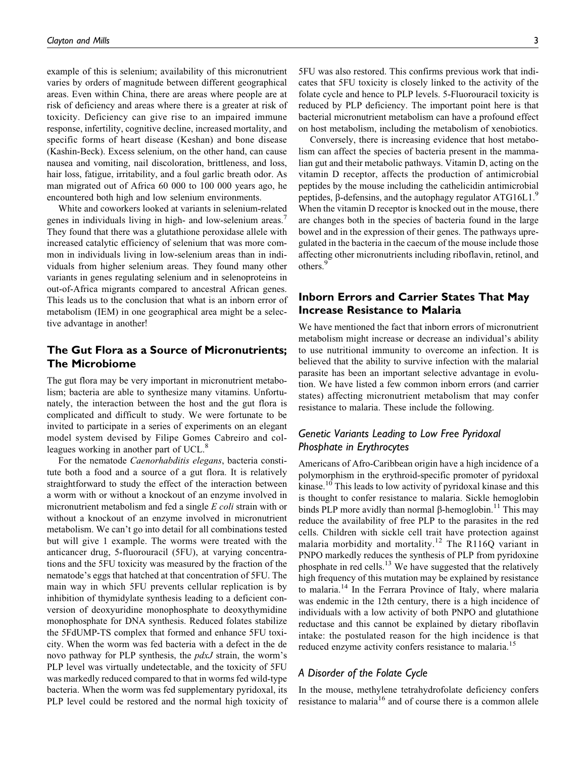example of this is selenium; availability of this micronutrient varies by orders of magnitude between different geographical areas. Even within China, there are areas where people are at risk of deficiency and areas where there is a greater at risk of toxicity. Deficiency can give rise to an impaired immune response, infertility, cognitive decline, increased mortality, and specific forms of heart disease (Keshan) and bone disease (Kashin-Beck). Excess selenium, on the other hand, can cause nausea and vomiting, nail discoloration, brittleness, and loss, hair loss, fatigue, irritability, and a foul garlic breath odor. As man migrated out of Africa 60 000 to 100 000 years ago, he encountered both high and low selenium environments.

White and coworkers looked at variants in selenium-related genes in individuals living in high- and low-selenium areas.[7] They found that there was a glutathione peroxidase allele with increased catalytic efficiency of selenium that was more common in individuals living in low-selenium areas than in individuals from higher selenium areas. They found many other variants in genes regulating selenium and in selenoproteins in out-of-Africa migrants compared to ancestral African genes. This leads us to the conclusion that what is an inborn error of metabolism (IEM) in one geographical area might be a selective advantage in another!

## The Gut Flora as a Source of Micronutrients; The Microbiome

The gut flora may be very important in micronutrient metabolism; bacteria are able to synthesize many vitamins. Unfortunately, the interaction between the host and the gut flora is complicated and difficult to study. We were fortunate to be invited to participate in a series of experiments on an elegant model system devised by Filipe Gomes Cabreiro and colleagues working in another part of UCL.[8]

For the nematode *Caenorhabditis elegans*, bacteria constitute both a food and a source of a gut flora. It is relatively straightforward to study the effect of the interaction between a worm with or without a knockout of an enzyme involved in micronutrient metabolism and fed a single *E coli* strain with or without a knockout of an enzyme involved in micronutrient metabolism. We can't go into detail for all combinations tested but will give 1 example. The worms were treated with the anticancer drug, 5-fluorouracil (5FU), at varying concentrations and the 5FU toxicity was measured by the fraction of the nematode's eggs that hatched at that concentration of 5FU. The main way in which 5FU prevents cellular replication is by inhibition of thymidylate synthesis leading to a deficient conversion of deoxyuridine monophosphate to deoxythymidine monophosphate for DNA synthesis. Reduced folates stabilize the 5FdUMP-TS complex that formed and enhance 5FU toxicity. When the worm was fed bacteria with a defect in the de novo pathway for PLP synthesis, the *pdxJ* strain, the worm's PLP level was virtually undetectable, and the toxicity of 5FU was markedly reduced compared to that in worms fed wild-type bacteria. When the worm was fed supplementary pyridoxal, its PLP level could be restored and the normal high toxicity of 5FU was also restored. This confirms previous work that indicates that 5FU toxicity is closely linked to the activity of the folate cycle and hence to PLP levels. 5-Fluorouracil toxicity is reduced by PLP deficiency. The important point here is that bacterial micronutrient metabolism can have a profound effect on host metabolism, including the metabolism of xenobiotics.

Conversely, there is increasing evidence that host metabolism can affect the species of bacteria present in the mammalian gut and their metabolic pathways. Vitamin D, acting on the vitamin D receptor, affects the production of antimicrobial peptides by the mouse including the cathelicidin antimicrobial peptides, β-defensins, and the autophagy regulator ATG16L1.[9] When the vitamin D receptor is knocked out in the mouse, there are changes both in the species of bacteria found in the large bowel and in the expression of their genes. The pathways upregulated in the bacteria in the caecum of the mouse include those affecting other micronutrients including riboflavin, retinol, and others.[9]

## Inborn Errors and Carrier States That May Increase Resistance to Malaria

We have mentioned the fact that inborn errors of micronutrient metabolism might increase or decrease an individual's ability to use nutritional immunity to overcome an infection. It is believed that the ability to survive infection with the malarial parasite has been an important selective advantage in evolution. We have listed a few common inborn errors (and carrier states) affecting micronutrient metabolism that may confer resistance to malaria. These include the following.

### *Genetic Variants Leading to Low Free Pyridoxal Phosphate in Erythrocytes*

Americans of Afro-Caribbean origin have a high incidence of a polymorphism in the erythroid-specific promoter of pyridoxal kinase.[10] This leads to low activity of pyridoxal kinase and this is thought to confer resistance to malaria. Sickle hemoglobin binds PLP more avidly than normal β-hemoglobin.[11] This may reduce the availability of free PLP to the parasites in the red cells. Children with sickle cell trait have protection against malaria morbidity and mortality.[12] The R116Q variant in PNPO markedly reduces the synthesis of PLP from pyridoxine phosphate in red cells.[13] We have suggested that the relatively high frequency of this mutation may be explained by resistance to malaria.[14] In the Ferrara Province of Italy, where malaria was endemic in the 12th century, there is a high incidence of individuals with a low activity of both PNPO and glutathione reductase and this cannot be explained by dietary riboflavin intake: the postulated reason for the high incidence is that reduced enzyme activity confers resistance to malaria.[15]

### *A Disorder of the Folate Cycle*

In the mouse, methylene tetrahydrofolate deficiency confers resistance to malaria[16] and of course there is a common allele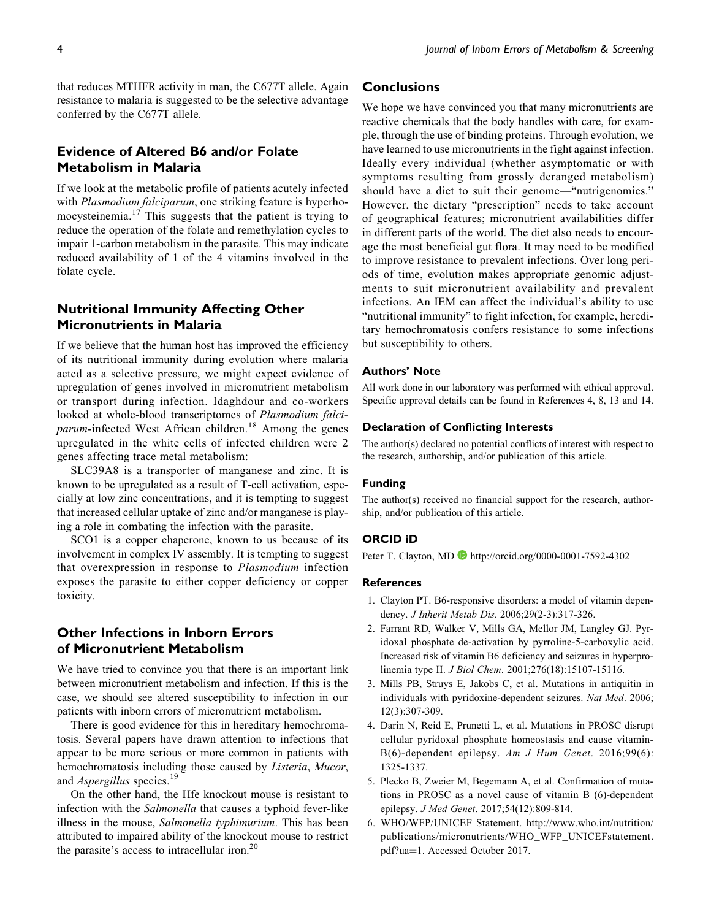that reduces MTHFR activity in man, the C677T allele. Again resistance to malaria is suggested to be the selective advantage conferred by the C677T allele.

## Evidence of Altered B6 and/or Folate Metabolism in Malaria

If we look at the metabolic profile of patients acutely infected with *Plasmodium falciparum*, one striking feature is hyperhomocysteinemia.[17] This suggests that the patient is trying to reduce the operation of the folate and remethylation cycles to impair 1-carbon metabolism in the parasite. This may indicate reduced availability of 1 of the 4 vitamins involved in the folate cycle.

## Nutritional Immunity Affecting Other Micronutrients in Malaria

If we believe that the human host has improved the efficiency of its nutritional immunity during evolution where malaria acted as a selective pressure, we might expect evidence of upregulation of genes involved in micronutrient metabolism or transport during infection. Idaghdour and co-workers looked at whole-blood transcriptomes of *Plasmodium falciparum*-infected West African children.[18] Among the genes upregulated in the white cells of infected children were 2 genes affecting trace metal metabolism:

SLC39A8 is a transporter of manganese and zinc. It is known to be upregulated as a result of T-cell activation, especially at low zinc concentrations, and it is tempting to suggest that increased cellular uptake of zinc and/or manganese is playing a role in combating the infection with the parasite.

SCO1 is a copper chaperone, known to us because of its involvement in complex IV assembly. It is tempting to suggest that overexpression in response to *Plasmodium* infection exposes the parasite to either copper deficiency or copper toxicity.

## Other Infections in Inborn Errors of Micronutrient Metabolism

We have tried to convince you that there is an important link between micronutrient metabolism and infection. If this is the case, we should see altered susceptibility to infection in our patients with inborn errors of micronutrient metabolism.

There is good evidence for this in hereditary hemochromatosis. Several papers have drawn attention to infections that appear to be more serious or more common in patients with hemochromatosis including those caused by *Listeria*, *Mucor*, and *Aspergillus* species.[19]

On the other hand, the Hfe knockout mouse is resistant to infection with the *Salmonella* that causes a typhoid fever-like illness in the mouse, *Salmonella typhimurium*. This has been attributed to impaired ability of the knockout mouse to restrict the parasite's access to intracellular iron.[20]

## Conclusions

We hope we have convinced you that many micronutrients are reactive chemicals that the body handles with care, for example, through the use of binding proteins. Through evolution, we have learned to use micronutrients in the fight against infection. Ideally every individual (whether asymptomatic or with symptoms resulting from grossly deranged metabolism) should have a diet to suit their genome—"nutrigenomics." However, the dietary "prescription" needs to take account of geographical features; micronutrient availabilities differ in different parts of the world. The diet also needs to encourage the most beneficial gut flora. It may need to be modified to improve resistance to prevalent infections. Over long periods of time, evolution makes appropriate genomic adjustments to suit micronutrient availability and prevalent infections. An IEM can affect the individual's ability to use "nutritional immunity" to fight infection, for example, hereditary hemochromatosis confers resistance to some infections but susceptibility to others.

### Authors' Note

All work done in our laboratory was performed with ethical approval. Specific approval details can be found in References 4, 8, 13 and 14.

### Declaration of Conflicting Interests

The author(s) declared no potential conflicts of interest with respect to the research, authorship, and/or publication of this article.

### Funding

The author(s) received no financial support for the research, authorship, and/or publication of this article.

### ORCID iD

Peter T. Clayton, MD http://orcid.org/0000-0001-7592-4302

### References

1. Clayton PT. B6-responsive disorders: a model of vitamin dependency. *J Inherit Metab Dis*. 2006;29(2-3):317-326.
2. Farrant RD, Walker V, Mills GA, Mellor JM, Langley GJ. Pyridoxal phosphate de-activation by pyrroline-5-carboxylic acid. Increased risk of vitamin B6 deficiency and seizures in hyperprolinemia type II. *J Biol Chem*. 2001;276(18):15107-15116.
3. Mills PB, Struys E, Jakobs C, et al. Mutations in antiquitin in individuals with pyridoxine-dependent seizures. *Nat Med*. 2006;12(3):307-309.
4. Darin N, Reid E, Prunetti L, et al. Mutations in PROSC disrupt cellular pyridoxal phosphate homeostasis and cause vitamin-B(6)-dependent epilepsy. *Am J Hum Genet*. 2016;99(6):1325-1337.
5. Plecko B, Zweier M, Begemann A, et al. Confirmation of mutations in PROSC as a novel cause of vitamin B (6)-dependent epilepsy. *J Med Genet*. 2017;54(12):809-814.
6. WHO/WFP/UNICEF Statement. http://www.who.int/nutrition/publications/micronutrients/WHO_WFP_UNICEFstatement.pdf?ua=1. Accessed October 2017.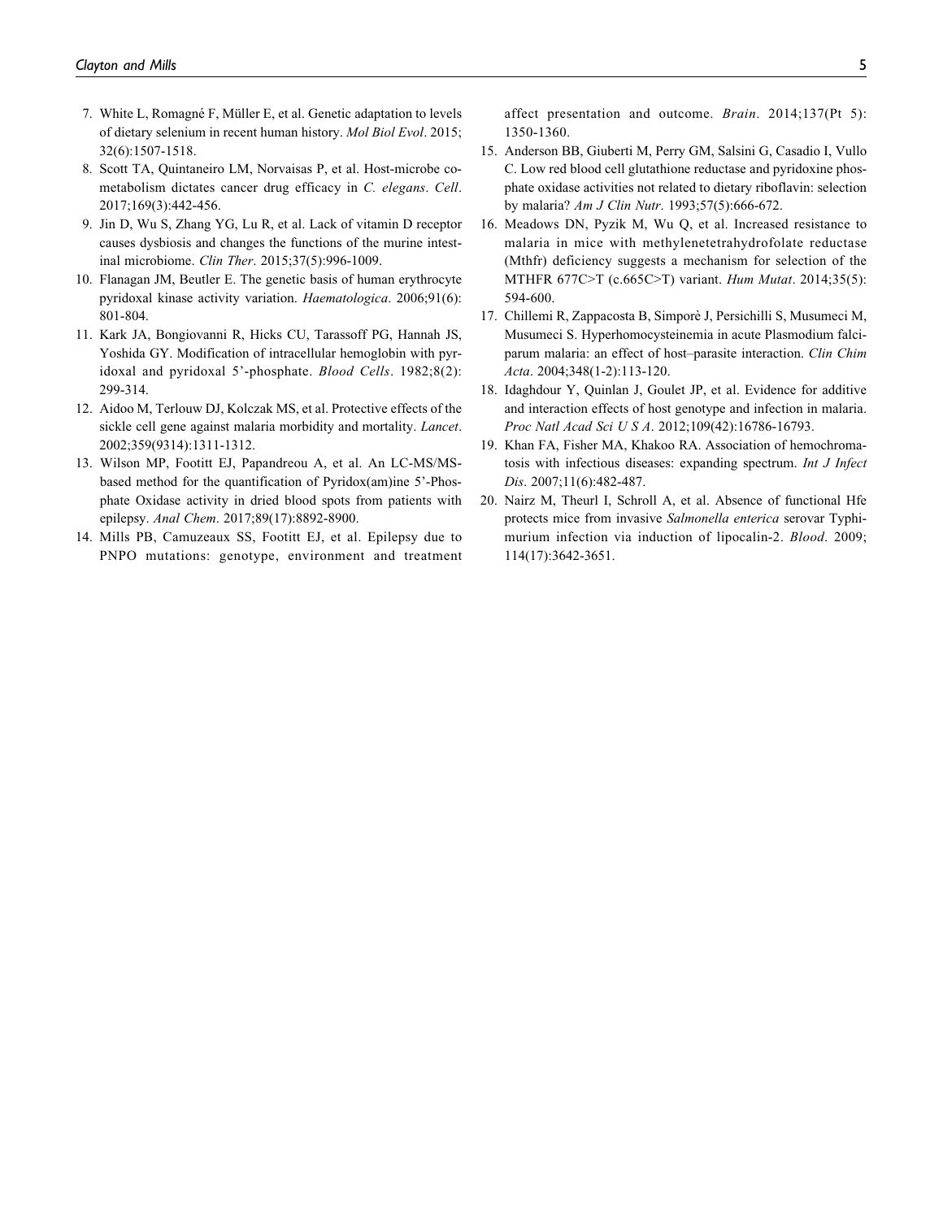7. White L, Romagné F, Müller E, et al. Genetic adaptation to levels of dietary selenium in recent human history. *Mol Biol Evol*. 2015;32(6):1507-1518.
8. Scott TA, Quintaneiro LM, Norvaisas P, et al. Host-microbe co-metabolism dictates cancer drug efficacy in *C. elegans*. *Cell*. 2017;169(3):442-456.
9. Jin D, Wu S, Zhang YG, Lu R, et al. Lack of vitamin D receptor causes dysbiosis and changes the functions of the murine intestinal microbiome. *Clin Ther*. 2015;37(5):996-1009.
10. Flanagan JM, Beutler E. The genetic basis of human erythrocyte pyridoxal kinase activity variation. *Haematologica*. 2006;91(6):801-804.
11. Kark JA, Bongiovanni R, Hicks CU, Tarassoff PG, Hannah JS, Yoshida GY. Modification of intracellular hemoglobin with pyridoxal and pyridoxal 5'-phosphate. *Blood Cells*. 1982;8(2):299-314.
12. Aidoo M, Terlouw DJ, Kolczak MS, et al. Protective effects of the sickle cell gene against malaria morbidity and mortality. *Lancet*. 2002;359(9314):1311-1312.
13. Wilson MP, Footitt EJ, Papandreou A, et al. An LC-MS/MS-based method for the quantification of Pyridox(am)ine 5'-Phosphate Oxidase activity in dried blood spots from patients with epilepsy. *Anal Chem*. 2017;89(17):8892-8900.
14. Mills PB, Camuzeaux SS, Footitt EJ, et al. Epilepsy due to PNPO mutations: genotype, environment and treatment affect presentation and outcome. *Brain*. 2014;137(Pt 5):1350-1360.
15. Anderson BB, Giuberti M, Perry GM, Salsini G, Casadio I, Vullo C. Low red blood cell glutathione reductase and pyridoxine phosphate oxidase activities not related to dietary riboflavin: selection by malaria? *Am J Clin Nutr*. 1993;57(5):666-672.
16. Meadows DN, Pyzik M, Wu Q, et al. Increased resistance to malaria in mice with methylenetetrahydrofolate reductase (Mthfr) deficiency suggests a mechanism for selection of the MTHFR 677C>T (c.665C>T) variant. *Hum Mutat*. 2014;35(5):594-600.
17. Chillemi R, Zappacosta B, Simporè J, Persichilli S, Musumeci M, Musumeci S. Hyperhomocysteinemia in acute Plasmodium falciparum malaria: an effect of host–parasite interaction. *Clin Chim Acta*. 2004;348(1-2):113-120.
18. Idaghdour Y, Quinlan J, Goulet JP, et al. Evidence for additive and interaction effects of host genotype and infection in malaria. *Proc Natl Acad Sci U S A*. 2012;109(42):16786-16793.
19. Khan FA, Fisher MA, Khakoo RA. Association of hemochromatosis with infectious diseases: expanding spectrum. *Int J Infect Dis*. 2007;11(6):482-487.
20. Nairz M, Theurl I, Schroll A, et al. Absence of functional Hfe protects mice from invasive *Salmonella enterica* serovar Typhimurium infection via induction of lipocalin-2. *Blood*. 2009;114(17):3642-3651.